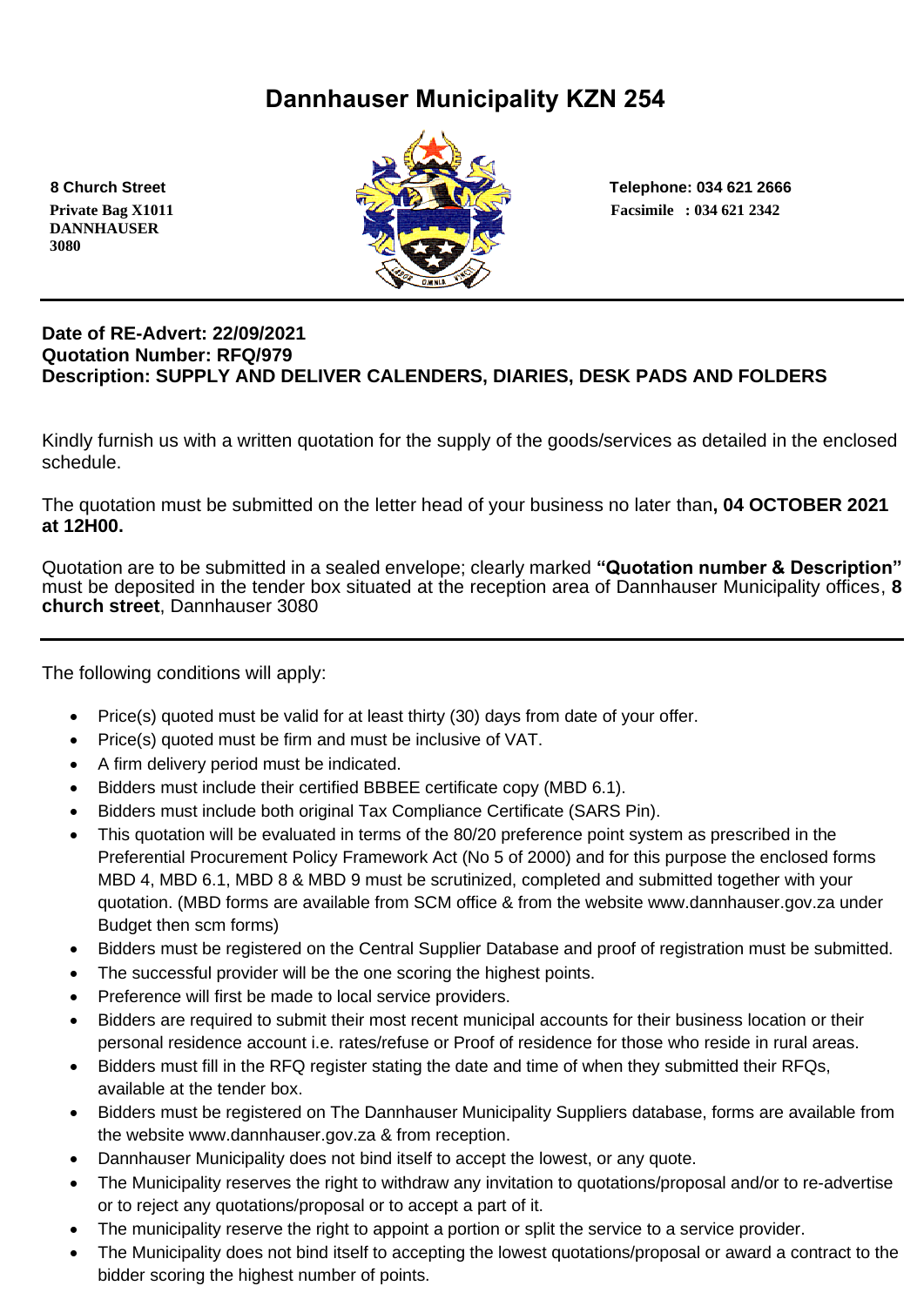# Dannhauser Municipality KZN 254

**8 Church Street**
**Private Bag X1011**
**DANNHAUSER**
**3080**

**Telephone: 034 621 2666**
**Facsimile : 034 621 2342**

---

**Date of RE-Advert: 22/09/2021**
**Quotation Number: RFQ/979**
**Description: SUPPLY AND DELIVER CALENDERS, DIARIES, DESK PADS AND FOLDERS**

Kindly furnish us with a written quotation for the supply of the goods/services as detailed in the enclosed schedule.

The quotation must be submitted on the letter head of your business no later than**, 04 OCTOBER 2021 at 12H00.**

Quotation are to be submitted in a sealed envelope; clearly marked **"Quotation number & Description"** must be deposited in the tender box situated at the reception area of Dannhauser Municipality offices, **8 church street**, Dannhauser 3080

---

The following conditions will apply:

- Price(s) quoted must be valid for at least thirty (30) days from date of your offer.
- Price(s) quoted must be firm and must be inclusive of VAT.
- A firm delivery period must be indicated.
- Bidders must include their certified BBBEE certificate copy (MBD 6.1).
- Bidders must include both original Tax Compliance Certificate (SARS Pin).
- This quotation will be evaluated in terms of the 80/20 preference point system as prescribed in the Preferential Procurement Policy Framework Act (No 5 of 2000) and for this purpose the enclosed forms MBD 4, MBD 6.1, MBD 8 & MBD 9 must be scrutinized, completed and submitted together with your quotation. (MBD forms are available from SCM office & from the website www.dannhauser.gov.za under Budget then scm forms)
- Bidders must be registered on the Central Supplier Database and proof of registration must be submitted.
- The successful provider will be the one scoring the highest points.
- Preference will first be made to local service providers.
- Bidders are required to submit their most recent municipal accounts for their business location or their personal residence account i.e. rates/refuse or Proof of residence for those who reside in rural areas.
- Bidders must fill in the RFQ register stating the date and time of when they submitted their RFQs, available at the tender box.
- Bidders must be registered on The Dannhauser Municipality Suppliers database, forms are available from the website www.dannhauser.gov.za & from reception.
- Dannhauser Municipality does not bind itself to accept the lowest, or any quote.
- The Municipality reserves the right to withdraw any invitation to quotations/proposal and/or to re-advertise or to reject any quotations/proposal or to accept a part of it.
- The municipality reserve the right to appoint a portion or split the service to a service provider.
- The Municipality does not bind itself to accepting the lowest quotations/proposal or award a contract to the bidder scoring the highest number of points.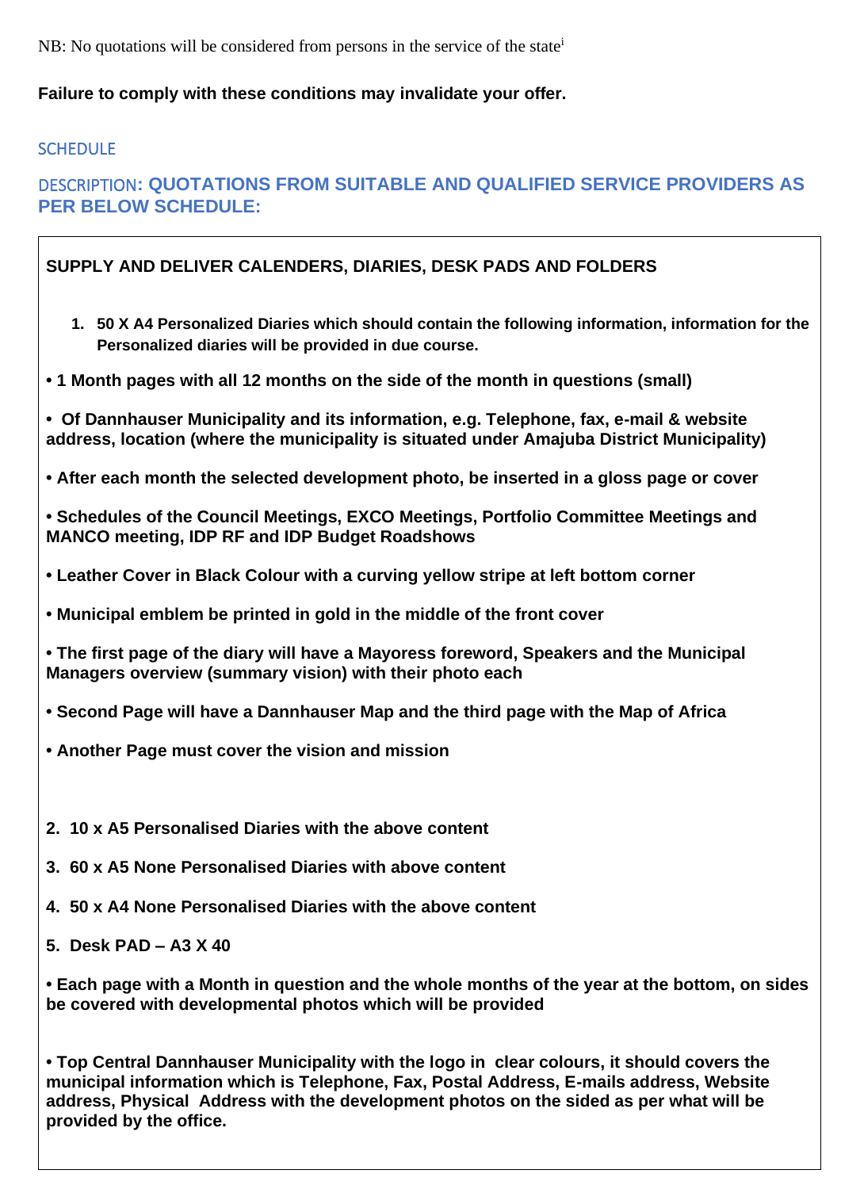NB: No quotations will be considered from persons in the service of the state[i]

**Failure to comply with these conditions may invalidate your offer.**

## SCHEDULE

## DESCRIPTION: **QUOTATIONS FROM SUITABLE AND QUALIFIED SERVICE PROVIDERS AS PER BELOW SCHEDULE:**

**SUPPLY AND DELIVER CALENDERS, DIARIES, DESK PADS AND FOLDERS**

1. **50 X A4 Personalized Diaries which should contain the following information, information for the Personalized diaries will be provided in due course.**

**• 1 Month pages with all 12 months on the side of the month in questions (small)**

**• Of Dannhauser Municipality and its information, e.g. Telephone, fax, e-mail & website address, location (where the municipality is situated under Amajuba District Municipality)**

**• After each month the selected development photo, be inserted in a gloss page or cover**

**• Schedules of the Council Meetings, EXCO Meetings, Portfolio Committee Meetings and MANCO meeting, IDP RF and IDP Budget Roadshows**

**• Leather Cover in Black Colour with a curving yellow stripe at left bottom corner**

**• Municipal emblem be printed in gold in the middle of the front cover**

**• The first page of the diary will have a Mayoress foreword, Speakers and the Municipal Managers overview (summary vision) with their photo each**

**• Second Page will have a Dannhauser Map and the third page with the Map of Africa**

**• Another Page must cover the vision and mission**

2. **10 x A5 Personalised Diaries with the above content**
3. **60 x A5 None Personalised Diaries with above content**
4. **50 x A4 None Personalised Diaries with the above content**
5. **Desk PAD – A3 X 40**

**• Each page with a Month in question and the whole months of the year at the bottom, on sides be covered with developmental photos which will be provided**

**• Top Central Dannhauser Municipality with the logo in clear colours, it should covers the municipal information which is Telephone, Fax, Postal Address, E-mails address, Website address, Physical Address with the development photos on the sided as per what will be provided by the office.**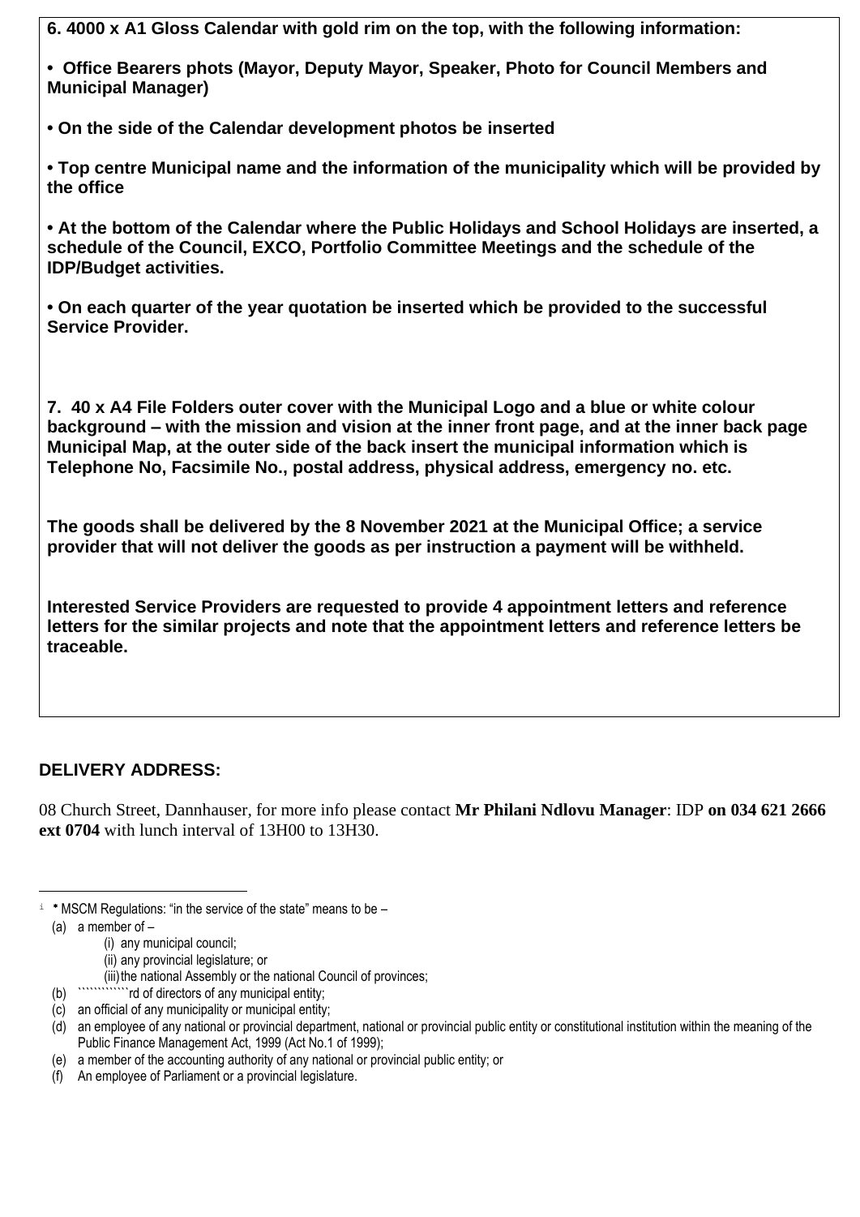**6. 4000 x A1 Gloss Calendar with gold rim on the top, with the following information:**

**• Office Bearers phots (Mayor, Deputy Mayor, Speaker, Photo for Council Members and Municipal Manager)**

**• On the side of the Calendar development photos be inserted**

**• Top centre Municipal name and the information of the municipality which will be provided by the office**

**• At the bottom of the Calendar where the Public Holidays and School Holidays are inserted, a schedule of the Council, EXCO, Portfolio Committee Meetings and the schedule of the IDP/Budget activities.**

**• On each quarter of the year quotation be inserted which be provided to the successful Service Provider.**

**7. 40 x A4 File Folders outer cover with the Municipal Logo and a blue or white colour background – with the mission and vision at the inner front page, and at the inner back page Municipal Map, at the outer side of the back insert the municipal information which is Telephone No, Facsimile No., postal address, physical address, emergency no. etc.**

**The goods shall be delivered by the 8 November 2021 at the Municipal Office; a service provider that will not deliver the goods as per instruction a payment will be withheld.**

**Interested Service Providers are requested to provide 4 appointment letters and reference letters for the similar projects and note that the appointment letters and reference letters be traceable.**

**DELIVERY ADDRESS:**

08 Church Street, Dannhauser, for more info please contact **Mr Philani Ndlovu Manager**: IDP **on 034 621 2666 ext 0704** with lunch interval of 13H00 to 13H30.

---

[i] * MSCM Regulations: "in the service of the state" means to be –

(a) a member of –
  (i) any municipal council;
  (ii) any provincial legislature; or
  (iii) the national Assembly or the national Council of provinces;

(b) ````````````rd of directors of any municipal entity;

(c) an official of any municipality or municipal entity;

(d) an employee of any national or provincial department, national or provincial public entity or constitutional institution within the meaning of the Public Finance Management Act, 1999 (Act No.1 of 1999);

(e) a member of the accounting authority of any national or provincial public entity; or

(f) An employee of Parliament or a provincial legislature.